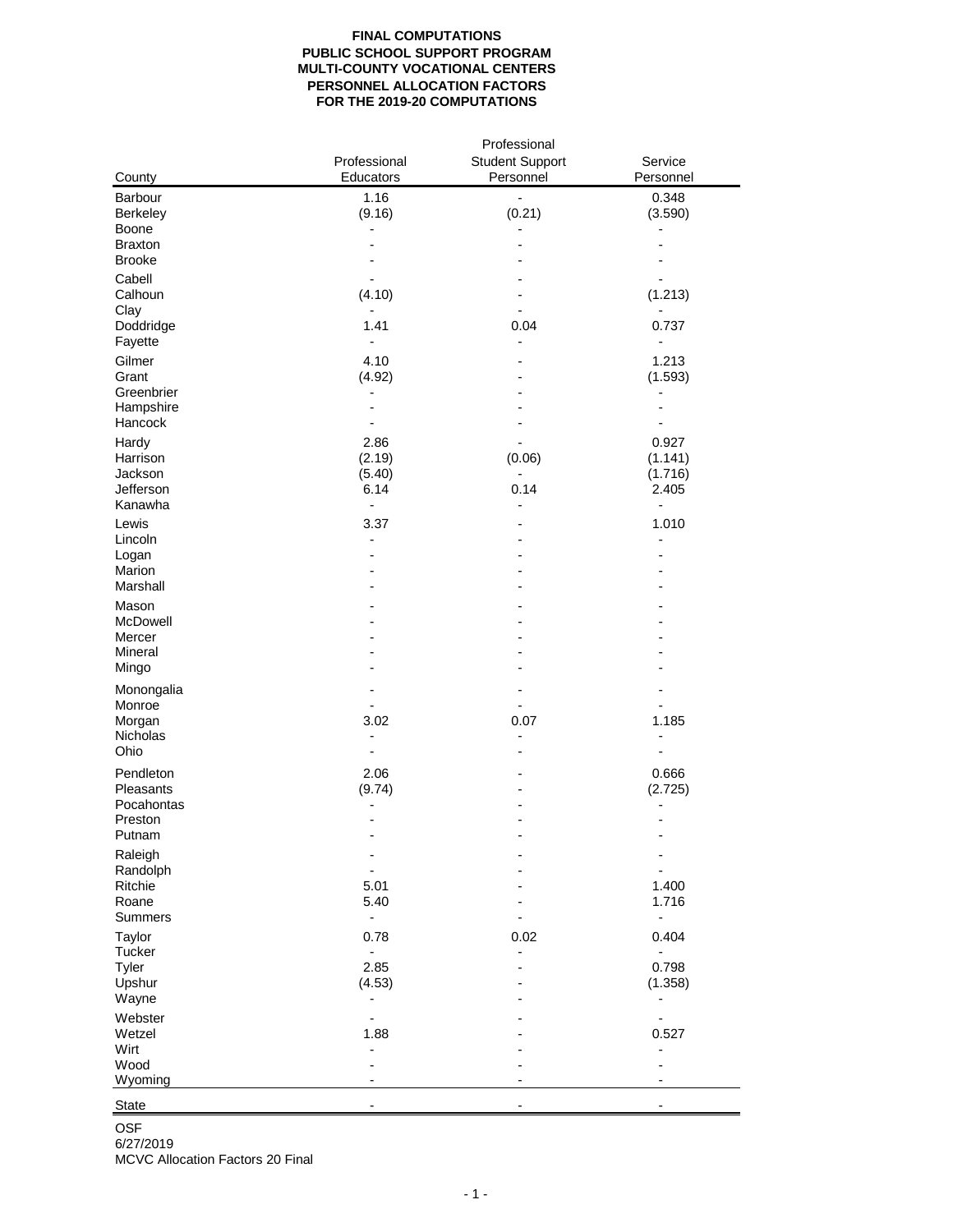**FINAL COMPUTATIONS**
**PUBLIC SCHOOL SUPPORT PROGRAM**
**MULTI-COUNTY VOCATIONAL CENTERS**
**PERSONNEL ALLOCATION FACTORS**
**FOR THE 2019-20 COMPUTATIONS**

| County | Professional Educators | Professional Student Support Personnel | Service Personnel |
|---|---|---|---|
| Barbour | 1.16 | - | 0.348 |
| Berkeley | (9.16) | (0.21) | (3.590) |
| Boone | - | - | - |
| Braxton | - | - | - |
| Brooke | - | - | - |
| Cabell | - | - | - |
| Calhoun | (4.10) | - | (1.213) |
| Clay | - | - | - |
| Doddridge | 1.41 | 0.04 | 0.737 |
| Fayette | - | - | - |
| Gilmer | 4.10 | - | 1.213 |
| Grant | (4.92) | - | (1.593) |
| Greenbrier | - | - | - |
| Hampshire | - | - | - |
| Hancock | - | - | - |
| Hardy | 2.86 | - | 0.927 |
| Harrison | (2.19) | (0.06) | (1.141) |
| Jackson | (5.40) | - | (1.716) |
| Jefferson | 6.14 | 0.14 | 2.405 |
| Kanawha | - | - | - |
| Lewis | 3.37 | - | 1.010 |
| Lincoln | - | - | - |
| Logan | - | - | - |
| Marion | - | - | - |
| Marshall | - | - | - |
| Mason | - | - | - |
| McDowell | - | - | - |
| Mercer | - | - | - |
| Mineral | - | - | - |
| Mingo | - | - | - |
| Monongalia | - | - | - |
| Monroe | - | - | - |
| Morgan | 3.02 | 0.07 | 1.185 |
| Nicholas | - | - | - |
| Ohio | - | - | - |
| Pendleton | 2.06 | - | 0.666 |
| Pleasants | (9.74) | - | (2.725) |
| Pocahontas | - | - | - |
| Preston | - | - | - |
| Putnam | - | - | - |
| Raleigh | - | - | - |
| Randolph | - | - | - |
| Ritchie | 5.01 | - | 1.400 |
| Roane | 5.40 | - | 1.716 |
| Summers | - | - | - |
| Taylor | 0.78 | 0.02 | 0.404 |
| Tucker | - | - | - |
| Tyler | 2.85 | - | 0.798 |
| Upshur | (4.53) | - | (1.358) |
| Wayne | - | - | - |
| Webster | - | - | - |
| Wetzel | 1.88 | - | 0.527 |
| Wirt | - | - | - |
| Wood | - | - | - |
| Wyoming | - | - | - |
| State | - | - | - |

OSF
6/27/2019
MCVC Allocation Factors 20 Final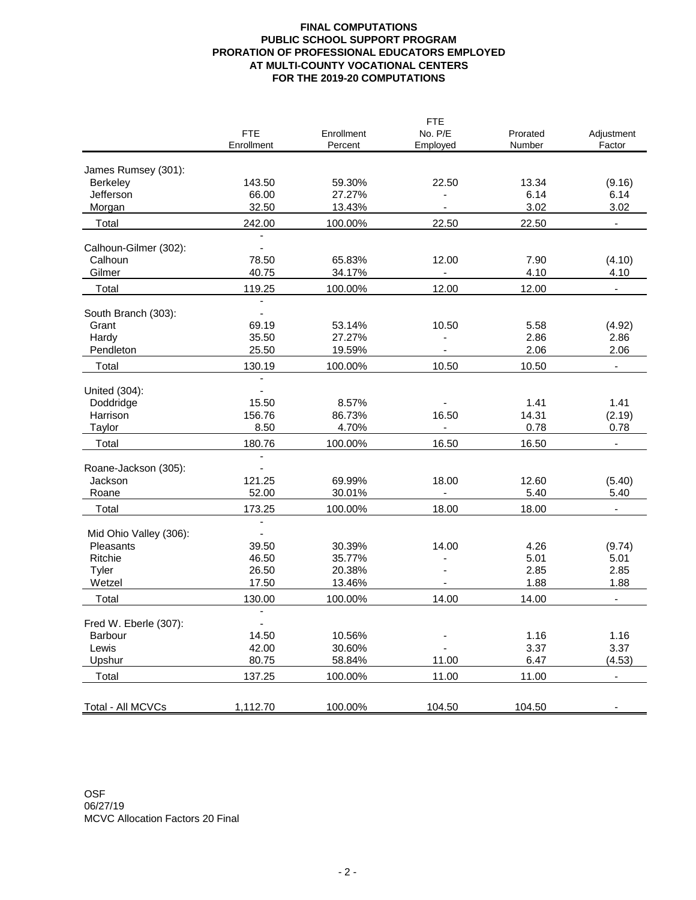**FINAL COMPUTATIONS**
**PUBLIC SCHOOL SUPPORT PROGRAM**
**PRORATION OF PROFESSIONAL EDUCATORS EMPLOYED**
**AT MULTI-COUNTY VOCATIONAL CENTERS**
**FOR THE 2019-20 COMPUTATIONS**

| | FTE Enrollment | Enrollment Percent | FTE No. P/E Employed | Prorated Number | Adjustment Factor |
|---|---|---|---|---|---|
| James Rumsey (301): | | | | | |
| Berkeley | 143.50 | 59.30% | 22.50 | 13.34 | (9.16) |
| Jefferson | 66.00 | 27.27% | - | 6.14 | 6.14 |
| Morgan | 32.50 | 13.43% | - | 3.02 | 3.02 |
| Total | 242.00 | 100.00% | 22.50 | 22.50 | - |
| | - | | | | |
| Calhoun-Gilmer (302): | - | | | | |
| Calhoun | 78.50 | 65.83% | 12.00 | 7.90 | (4.10) |
| Gilmer | 40.75 | 34.17% | - | 4.10 | 4.10 |
| Total | 119.25 | 100.00% | 12.00 | 12.00 | - |
| | - | | | | |
| South Branch (303): | - | | | | |
| Grant | 69.19 | 53.14% | 10.50 | 5.58 | (4.92) |
| Hardy | 35.50 | 27.27% | - | 2.86 | 2.86 |
| Pendleton | 25.50 | 19.59% | - | 2.06 | 2.06 |
| Total | 130.19 | 100.00% | 10.50 | 10.50 | - |
| | - | | | | |
| United (304): | - | | | | |
| Doddridge | 15.50 | 8.57% | - | 1.41 | 1.41 |
| Harrison | 156.76 | 86.73% | 16.50 | 14.31 | (2.19) |
| Taylor | 8.50 | 4.70% | - | 0.78 | 0.78 |
| Total | 180.76 | 100.00% | 16.50 | 16.50 | - |
| | - | | | | |
| Roane-Jackson (305): | - | | | | |
| Jackson | 121.25 | 69.99% | 18.00 | 12.60 | (5.40) |
| Roane | 52.00 | 30.01% | - | 5.40 | 5.40 |
| Total | 173.25 | 100.00% | 18.00 | 18.00 | - |
| | - | | | | |
| Mid Ohio Valley (306): | - | | | | |
| Pleasants | 39.50 | 30.39% | 14.00 | 4.26 | (9.74) |
| Ritchie | 46.50 | 35.77% | - | 5.01 | 5.01 |
| Tyler | 26.50 | 20.38% | - | 2.85 | 2.85 |
| Wetzel | 17.50 | 13.46% | - | 1.88 | 1.88 |
| Total | 130.00 | 100.00% | 14.00 | 14.00 | - |
| | - | | | | |
| Fred W. Eberle (307): | - | | | | |
| Barbour | 14.50 | 10.56% | - | 1.16 | 1.16 |
| Lewis | 42.00 | 30.60% | - | 3.37 | 3.37 |
| Upshur | 80.75 | 58.84% | 11.00 | 6.47 | (4.53) |
| Total | 137.25 | 100.00% | 11.00 | 11.00 | - |
| | | | | | |
| Total - All MCVCs | 1,112.70 | 100.00% | 104.50 | 104.50 | - |

OSF
06/27/19
MCVC Allocation Factors 20 Final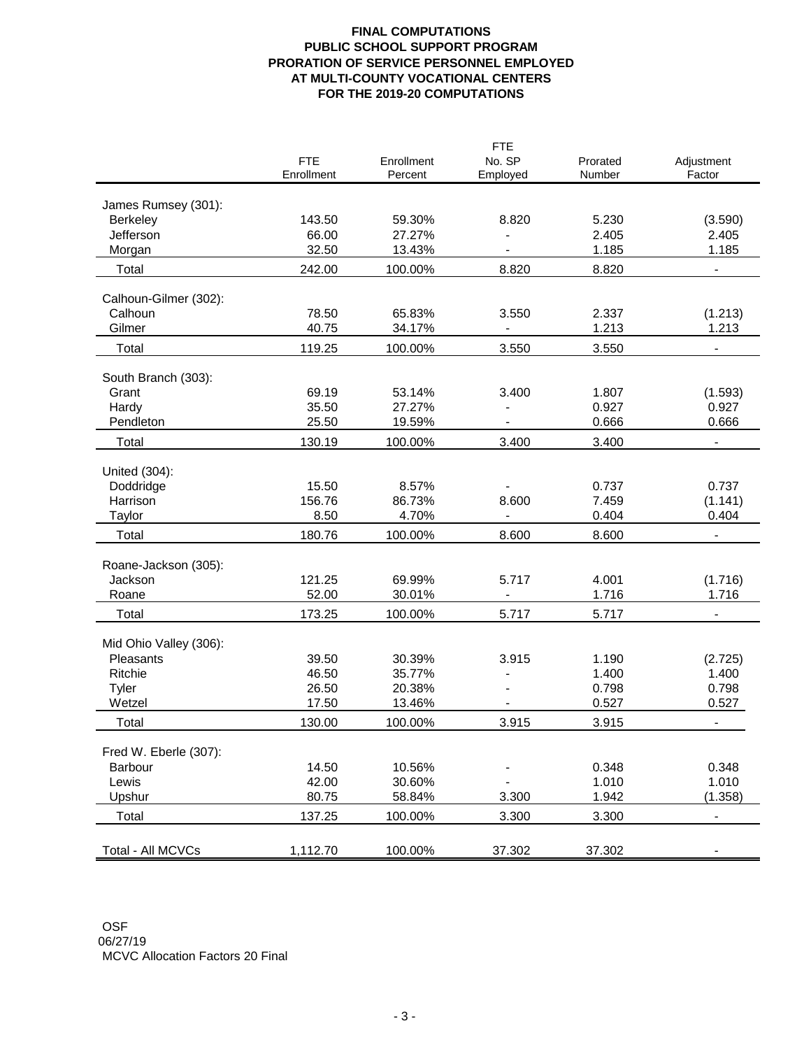**FINAL COMPUTATIONS**
**PUBLIC SCHOOL SUPPORT PROGRAM**
**PRORATION OF SERVICE PERSONNEL EMPLOYED**
**AT MULTI-COUNTY VOCATIONAL CENTERS**
**FOR THE 2019-20 COMPUTATIONS**

| | FTE Enrollment | Enrollment Percent | FTE No. SP Employed | Prorated Number | Adjustment Factor |
|---|---|---|---|---|---|
| James Rumsey (301): | | | | | |
| Berkeley | 143.50 | 59.30% | 8.820 | 5.230 | (3.590) |
| Jefferson | 66.00 | 27.27% | - | 2.405 | 2.405 |
| Morgan | 32.50 | 13.43% | - | 1.185 | 1.185 |
| Total | 242.00 | 100.00% | 8.820 | 8.820 | - |
| Calhoun-Gilmer (302): | | | | | |
| Calhoun | 78.50 | 65.83% | 3.550 | 2.337 | (1.213) |
| Gilmer | 40.75 | 34.17% | - | 1.213 | 1.213 |
| Total | 119.25 | 100.00% | 3.550 | 3.550 | - |
| South Branch (303): | | | | | |
| Grant | 69.19 | 53.14% | 3.400 | 1.807 | (1.593) |
| Hardy | 35.50 | 27.27% | - | 0.927 | 0.927 |
| Pendleton | 25.50 | 19.59% | - | 0.666 | 0.666 |
| Total | 130.19 | 100.00% | 3.400 | 3.400 | - |
| United (304): | | | | | |
| Doddridge | 15.50 | 8.57% | - | 0.737 | 0.737 |
| Harrison | 156.76 | 86.73% | 8.600 | 7.459 | (1.141) |
| Taylor | 8.50 | 4.70% | - | 0.404 | 0.404 |
| Total | 180.76 | 100.00% | 8.600 | 8.600 | - |
| Roane-Jackson (305): | | | | | |
| Jackson | 121.25 | 69.99% | 5.717 | 4.001 | (1.716) |
| Roane | 52.00 | 30.01% | - | 1.716 | 1.716 |
| Total | 173.25 | 100.00% | 5.717 | 5.717 | - |
| Mid Ohio Valley (306): | | | | | |
| Pleasants | 39.50 | 30.39% | 3.915 | 1.190 | (2.725) |
| Ritchie | 46.50 | 35.77% | - | 1.400 | 1.400 |
| Tyler | 26.50 | 20.38% | - | 0.798 | 0.798 |
| Wetzel | 17.50 | 13.46% | - | 0.527 | 0.527 |
| Total | 130.00 | 100.00% | 3.915 | 3.915 | - |
| Fred W. Eberle (307): | | | | | |
| Barbour | 14.50 | 10.56% | - | 0.348 | 0.348 |
| Lewis | 42.00 | 30.60% | - | 1.010 | 1.010 |
| Upshur | 80.75 | 58.84% | 3.300 | 1.942 | (1.358) |
| Total | 137.25 | 100.00% | 3.300 | 3.300 | - |
| Total - All MCVCs | 1,112.70 | 100.00% | 37.302 | 37.302 | - |

OSF
06/27/19
MCVC Allocation Factors 20 Final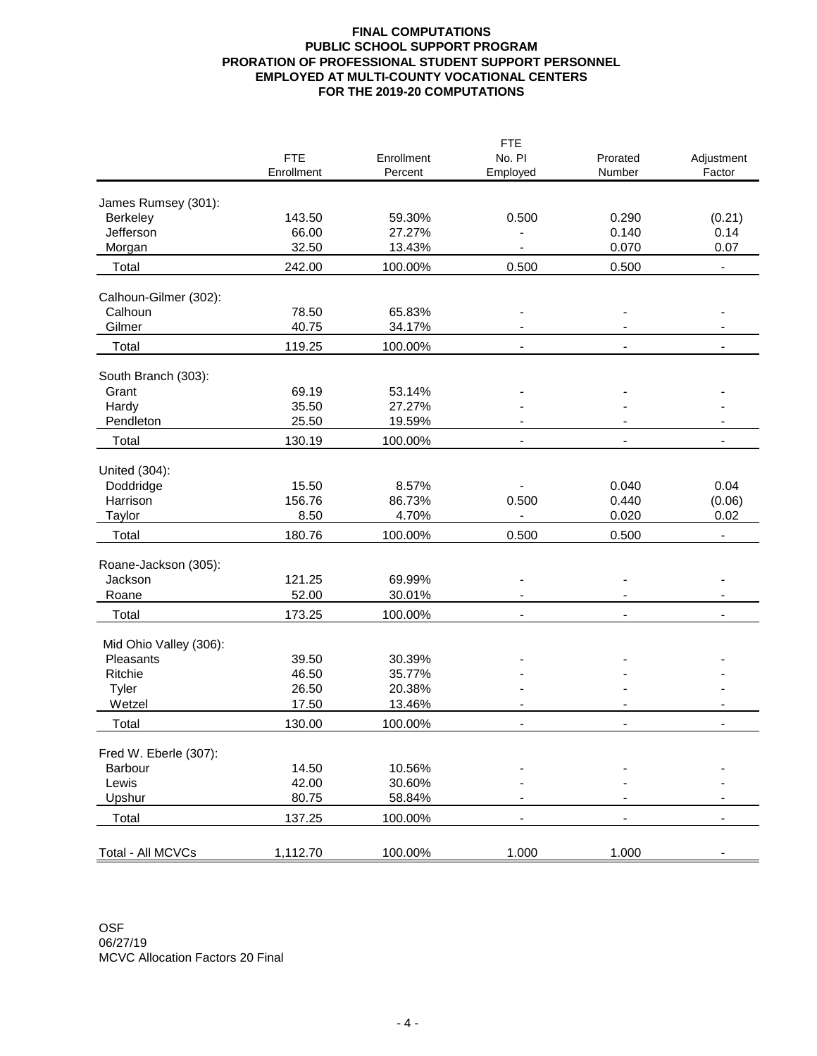**FINAL COMPUTATIONS**
**PUBLIC SCHOOL SUPPORT PROGRAM**
**PRORATION OF PROFESSIONAL STUDENT SUPPORT PERSONNEL**
**EMPLOYED AT MULTI-COUNTY VOCATIONAL CENTERS**
**FOR THE 2019-20 COMPUTATIONS**

| | FTE Enrollment | Enrollment Percent | FTE No. PI Employed | Prorated Number | Adjustment Factor |
|---|---|---|---|---|---|
| James Rumsey (301): | | | | | |
| Berkeley | 143.50 | 59.30% | 0.500 | 0.290 | (0.21) |
| Jefferson | 66.00 | 27.27% | - | 0.140 | 0.14 |
| Morgan | 32.50 | 13.43% | - | 0.070 | 0.07 |
| Total | 242.00 | 100.00% | 0.500 | 0.500 | - |
| Calhoun-Gilmer (302): | | | | | |
| Calhoun | 78.50 | 65.83% | - | - | - |
| Gilmer | 40.75 | 34.17% | - | - | - |
| Total | 119.25 | 100.00% | - | - | - |
| South Branch (303): | | | | | |
| Grant | 69.19 | 53.14% | - | - | - |
| Hardy | 35.50 | 27.27% | - | - | - |
| Pendleton | 25.50 | 19.59% | - | - | - |
| Total | 130.19 | 100.00% | - | - | - |
| United (304): | | | | | |
| Doddridge | 15.50 | 8.57% | - | 0.040 | 0.04 |
| Harrison | 156.76 | 86.73% | 0.500 | 0.440 | (0.06) |
| Taylor | 8.50 | 4.70% | - | 0.020 | 0.02 |
| Total | 180.76 | 100.00% | 0.500 | 0.500 | - |
| Roane-Jackson (305): | | | | | |
| Jackson | 121.25 | 69.99% | - | - | - |
| Roane | 52.00 | 30.01% | - | - | - |
| Total | 173.25 | 100.00% | - | - | - |
| Mid Ohio Valley (306): | | | | | |
| Pleasants | 39.50 | 30.39% | - | - | - |
| Ritchie | 46.50 | 35.77% | - | - | - |
| Tyler | 26.50 | 20.38% | - | - | - |
| Wetzel | 17.50 | 13.46% | - | - | - |
| Total | 130.00 | 100.00% | - | - | - |
| Fred W. Eberle (307): | | | | | |
| Barbour | 14.50 | 10.56% | - | - | - |
| Lewis | 42.00 | 30.60% | - | - | - |
| Upshur | 80.75 | 58.84% | - | - | - |
| Total | 137.25 | 100.00% | - | - | - |
| Total - All MCVCs | 1,112.70 | 100.00% | 1.000 | 1.000 | - |

OSF
06/27/19
MCVC Allocation Factors 20 Final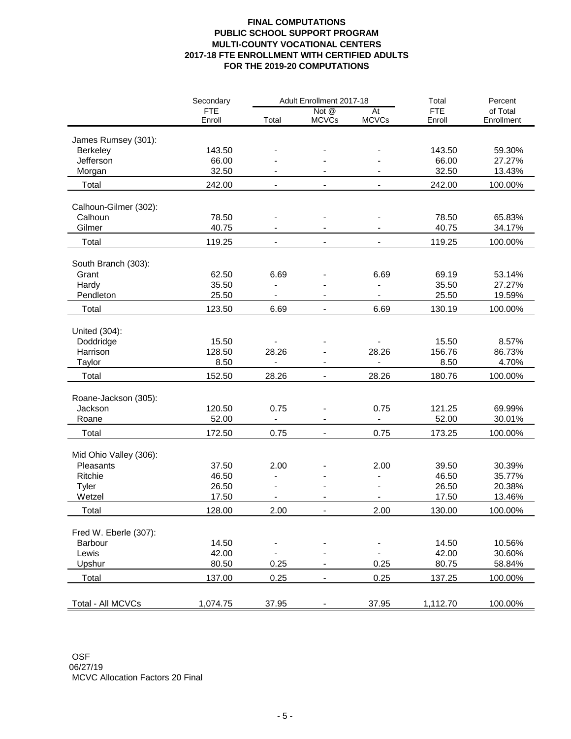**FINAL COMPUTATIONS**
**PUBLIC SCHOOL SUPPORT PROGRAM**
**MULTI-COUNTY VOCATIONAL CENTERS**
**2017-18 FTE ENROLLMENT WITH CERTIFIED ADULTS**
**FOR THE 2019-20 COMPUTATIONS**

| | Secondary | Adult Enrollment 2017-18 | | | Total | Percent |
|---|---|---|---|---|---|---|
| | FTE Enroll | Total | Not @ MCVCs | At MCVCs | FTE Enroll | of Total Enrollment |
| James Rumsey (301): | | | | | | |
| Berkeley | 143.50 | - | - | - | 143.50 | 59.30% |
| Jefferson | 66.00 | - | - | - | 66.00 | 27.27% |
| Morgan | 32.50 | - | - | - | 32.50 | 13.43% |
| Total | 242.00 | - | - | - | 242.00 | 100.00% |
| Calhoun-Gilmer (302): | | | | | | |
| Calhoun | 78.50 | - | - | - | 78.50 | 65.83% |
| Gilmer | 40.75 | - | - | - | 40.75 | 34.17% |
| Total | 119.25 | - | - | - | 119.25 | 100.00% |
| South Branch (303): | | | | | | |
| Grant | 62.50 | 6.69 | - | 6.69 | 69.19 | 53.14% |
| Hardy | 35.50 | - | - | - | 35.50 | 27.27% |
| Pendleton | 25.50 | - | - | - | 25.50 | 19.59% |
| Total | 123.50 | 6.69 | - | 6.69 | 130.19 | 100.00% |
| United (304): | | | | | | |
| Doddridge | 15.50 | - | - | - | 15.50 | 8.57% |
| Harrison | 128.50 | 28.26 | - | 28.26 | 156.76 | 86.73% |
| Taylor | 8.50 | - | - | - | 8.50 | 4.70% |
| Total | 152.50 | 28.26 | - | 28.26 | 180.76 | 100.00% |
| Roane-Jackson (305): | | | | | | |
| Jackson | 120.50 | 0.75 | - | 0.75 | 121.25 | 69.99% |
| Roane | 52.00 | - | - | - | 52.00 | 30.01% |
| Total | 172.50 | 0.75 | - | 0.75 | 173.25 | 100.00% |
| Mid Ohio Valley (306): | | | | | | |
| Pleasants | 37.50 | 2.00 | - | 2.00 | 39.50 | 30.39% |
| Ritchie | 46.50 | - | - | - | 46.50 | 35.77% |
| Tyler | 26.50 | - | - | - | 26.50 | 20.38% |
| Wetzel | 17.50 | - | - | - | 17.50 | 13.46% |
| Total | 128.00 | 2.00 | - | 2.00 | 130.00 | 100.00% |
| Fred W. Eberle (307): | | | | | | |
| Barbour | 14.50 | - | - | - | 14.50 | 10.56% |
| Lewis | 42.00 | - | - | - | 42.00 | 30.60% |
| Upshur | 80.50 | 0.25 | - | 0.25 | 80.75 | 58.84% |
| Total | 137.00 | 0.25 | - | 0.25 | 137.25 | 100.00% |
| Total - All MCVCs | 1,074.75 | 37.95 | - | 37.95 | 1,112.70 | 100.00% |

OSF
06/27/19
MCVC Allocation Factors 20 Final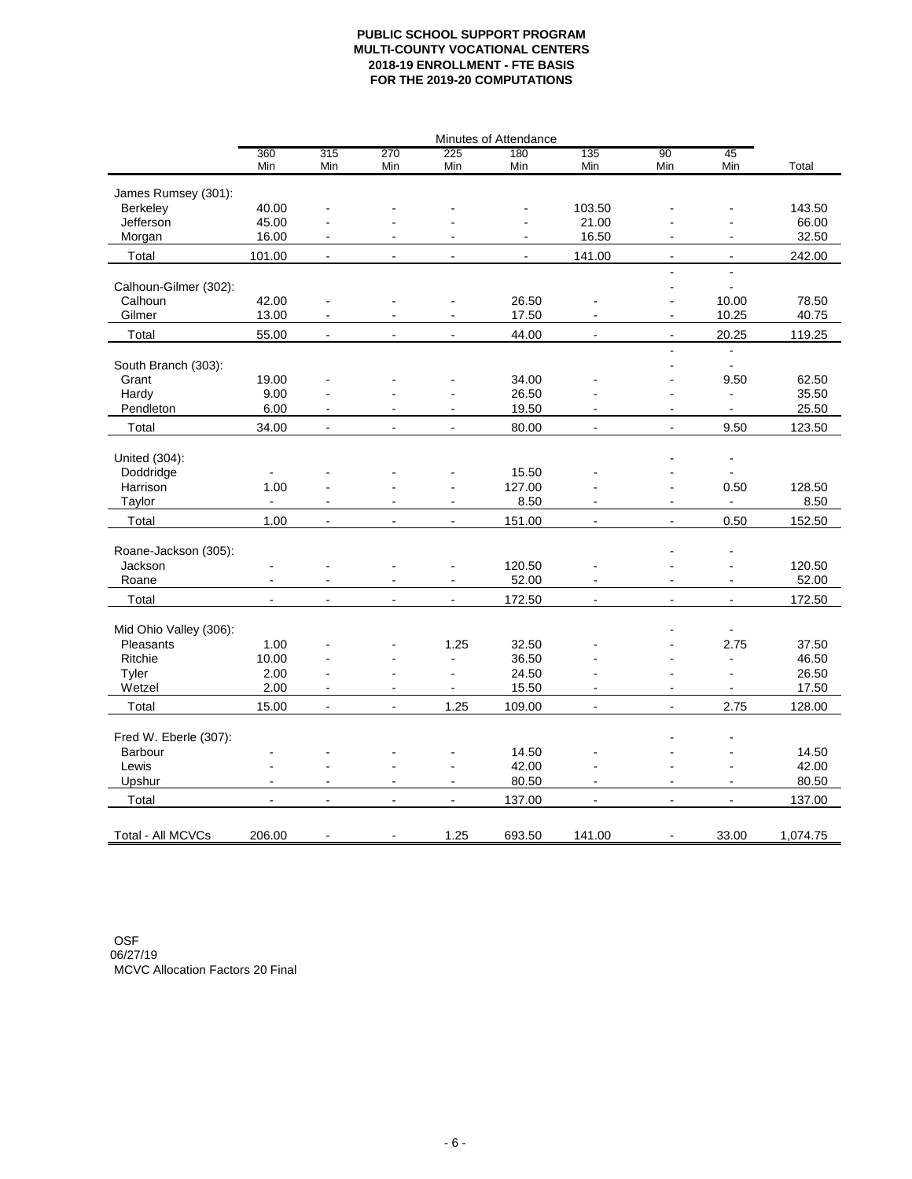**PUBLIC SCHOOL SUPPORT PROGRAM**
**MULTI-COUNTY VOCATIONAL CENTERS**
**2018-19 ENROLLMENT - FTE BASIS**
**FOR THE 2019-20 COMPUTATIONS**

| | Minutes of Attendance | | | | | | | | |
|---|---|---|---|---|---|---|---|---|---|
| | 360 Min | 315 Min | 270 Min | 225 Min | 180 Min | 135 Min | 90 Min | 45 Min | Total |
| James Rumsey (301): | | | | | | | | | |
| Berkeley | 40.00 | - | - | - | - | 103.50 | - | - | 143.50 |
| Jefferson | 45.00 | - | - | - | - | 21.00 | - | - | 66.00 |
| Morgan | 16.00 | - | - | - | - | 16.50 | - | - | 32.50 |
| Total | 101.00 | - | - | - | - | 141.00 | - | - | 242.00 |
| Calhoun-Gilmer (302): | | | | | | | | | |
| Calhoun | 42.00 | - | - | - | 26.50 | - | - | 10.00 | 78.50 |
| Gilmer | 13.00 | - | - | - | 17.50 | - | - | 10.25 | 40.75 |
| Total | 55.00 | - | - | - | 44.00 | - | - | 20.25 | 119.25 |
| South Branch (303): | | | | | | | | | |
| Grant | 19.00 | - | - | - | 34.00 | - | - | 9.50 | 62.50 |
| Hardy | 9.00 | - | - | - | 26.50 | - | - | - | 35.50 |
| Pendleton | 6.00 | - | - | - | 19.50 | - | - | - | 25.50 |
| Total | 34.00 | - | - | - | 80.00 | - | - | 9.50 | 123.50 |
| United (304): | | | | | | | | | |
| Doddridge | - | - | - | - | 15.50 | - | - | - | |
| Harrison | 1.00 | - | - | - | 127.00 | - | - | 0.50 | 128.50 |
| Taylor | - | - | - | - | 8.50 | - | - | - | 8.50 |
| Total | 1.00 | - | - | - | 151.00 | - | - | 0.50 | 152.50 |
| Roane-Jackson (305): | | | | | | | | | |
| Jackson | - | - | - | - | 120.50 | - | - | - | 120.50 |
| Roane | - | - | - | - | 52.00 | - | - | - | 52.00 |
| Total | - | - | - | - | 172.50 | - | - | - | 172.50 |
| Mid Ohio Valley (306): | | | | | | | | | |
| Pleasants | 1.00 | - | - | 1.25 | 32.50 | - | - | 2.75 | 37.50 |
| Ritchie | 10.00 | - | - | - | 36.50 | - | - | - | 46.50 |
| Tyler | 2.00 | - | - | - | 24.50 | - | - | - | 26.50 |
| Wetzel | 2.00 | - | - | - | 15.50 | - | - | - | 17.50 |
| Total | 15.00 | - | - | 1.25 | 109.00 | - | - | 2.75 | 128.00 |
| Fred W. Eberle (307): | | | | | | | | | |
| Barbour | - | - | - | - | 14.50 | - | - | - | 14.50 |
| Lewis | - | - | - | - | 42.00 | - | - | - | 42.00 |
| Upshur | - | - | - | - | 80.50 | - | - | - | 80.50 |
| Total | - | - | - | - | 137.00 | - | - | - | 137.00 |
| Total - All MCVCs | 206.00 | - | - | 1.25 | 693.50 | 141.00 | - | 33.00 | 1,074.75 |

OSF
06/27/19
MCVC Allocation Factors 20 Final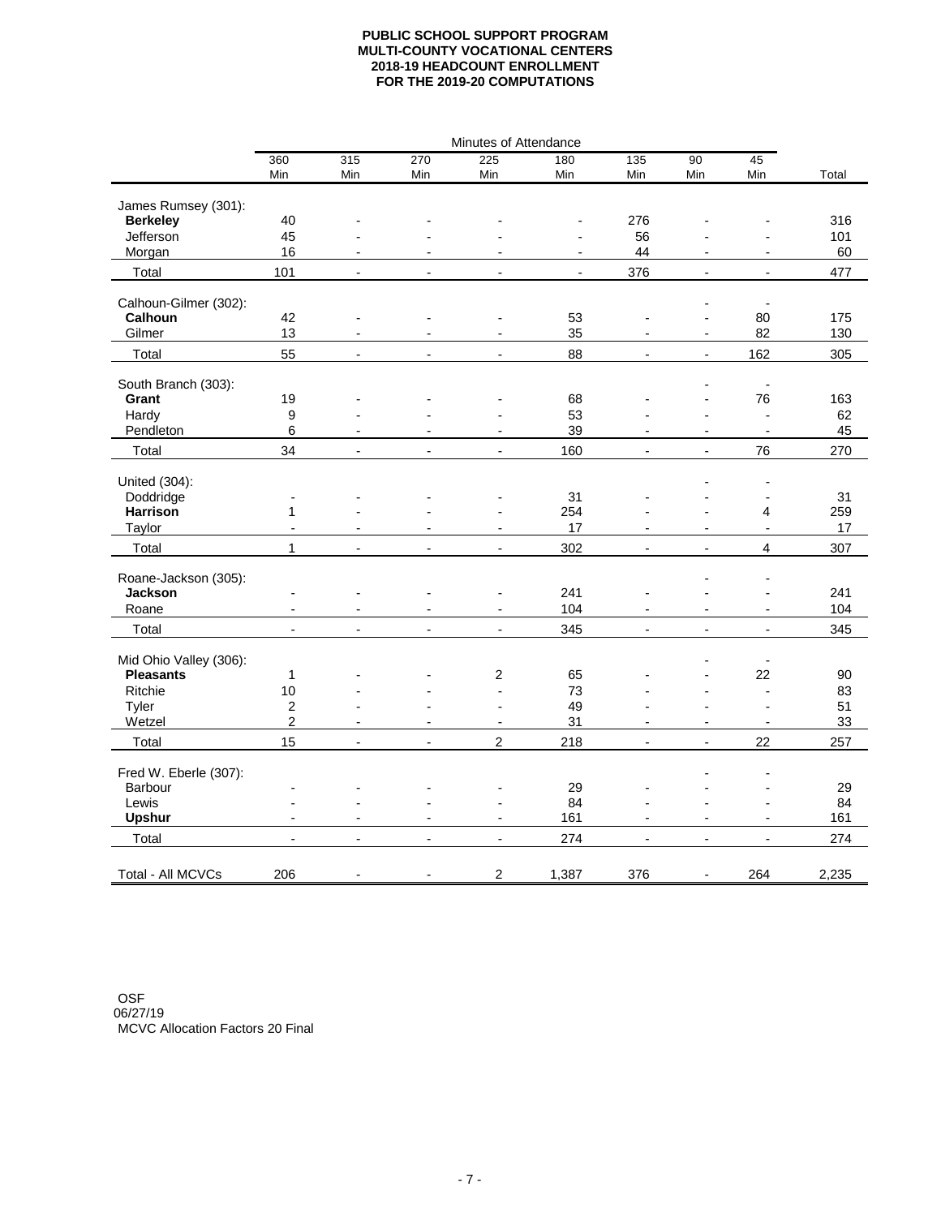**PUBLIC SCHOOL SUPPORT PROGRAM**
**MULTI-COUNTY VOCATIONAL CENTERS**
**2018-19 HEADCOUNT ENROLLMENT**
**FOR THE 2019-20 COMPUTATIONS**

| | Minutes of Attendance | | | | | | | | |
|---|---|---|---|---|---|---|---|---|---|
| | 360 Min | 315 Min | 270 Min | 225 Min | 180 Min | 135 Min | 90 Min | 45 Min | Total |
| James Rumsey (301): | | | | | | | | | |
| **Berkeley** | 40 | - | - | - | - | 276 | - | - | 316 |
| Jefferson | 45 | - | - | - | - | 56 | - | - | 101 |
| Morgan | 16 | - | - | - | - | 44 | - | - | 60 |
| Total | 101 | - | - | - | - | 376 | - | - | 477 |
| Calhoun-Gilmer (302): | | | | | | | - | - | |
| **Calhoun** | 42 | - | - | - | 53 | - | - | 80 | 175 |
| Gilmer | 13 | - | - | - | 35 | - | - | 82 | 130 |
| Total | 55 | - | - | - | 88 | - | - | 162 | 305 |
| South Branch (303): | | | | | | | - | - | |
| **Grant** | 19 | - | - | - | 68 | - | - | 76 | 163 |
| Hardy | 9 | - | - | - | 53 | - | - | - | 62 |
| Pendleton | 6 | - | - | - | 39 | - | - | - | 45 |
| Total | 34 | - | - | - | 160 | - | - | 76 | 270 |
| United (304): | | | | | | | - | - | |
| Doddridge | - | - | - | - | 31 | - | - | - | 31 |
| **Harrison** | 1 | - | - | - | 254 | - | - | 4 | 259 |
| Taylor | - | - | - | - | 17 | - | - | - | 17 |
| Total | 1 | - | - | - | 302 | - | - | 4 | 307 |
| Roane-Jackson (305): | | | | | | | - | - | |
| **Jackson** | - | - | - | - | 241 | - | - | - | 241 |
| Roane | - | - | - | - | 104 | - | - | - | 104 |
| Total | - | - | - | - | 345 | - | - | - | 345 |
| Mid Ohio Valley (306): | | | | | | | - | - | |
| **Pleasants** | 1 | - | - | 2 | 65 | - | - | 22 | 90 |
| Ritchie | 10 | - | - | - | 73 | - | - | - | 83 |
| Tyler | 2 | - | - | - | 49 | - | - | - | 51 |
| Wetzel | 2 | - | - | - | 31 | - | - | - | 33 |
| Total | 15 | - | - | 2 | 218 | - | - | 22 | 257 |
| Fred W. Eberle (307): | | | | | | | - | - | |
| Barbour | - | - | - | - | 29 | - | - | - | 29 |
| Lewis | - | - | - | - | 84 | - | - | - | 84 |
| **Upshur** | - | - | - | - | 161 | - | - | - | 161 |
| Total | - | - | - | - | 274 | - | - | - | 274 |
| Total - All MCVCs | 206 | - | - | 2 | 1,387 | 376 | - | 264 | 2,235 |

OSF
06/27/19
MCVC Allocation Factors 20 Final